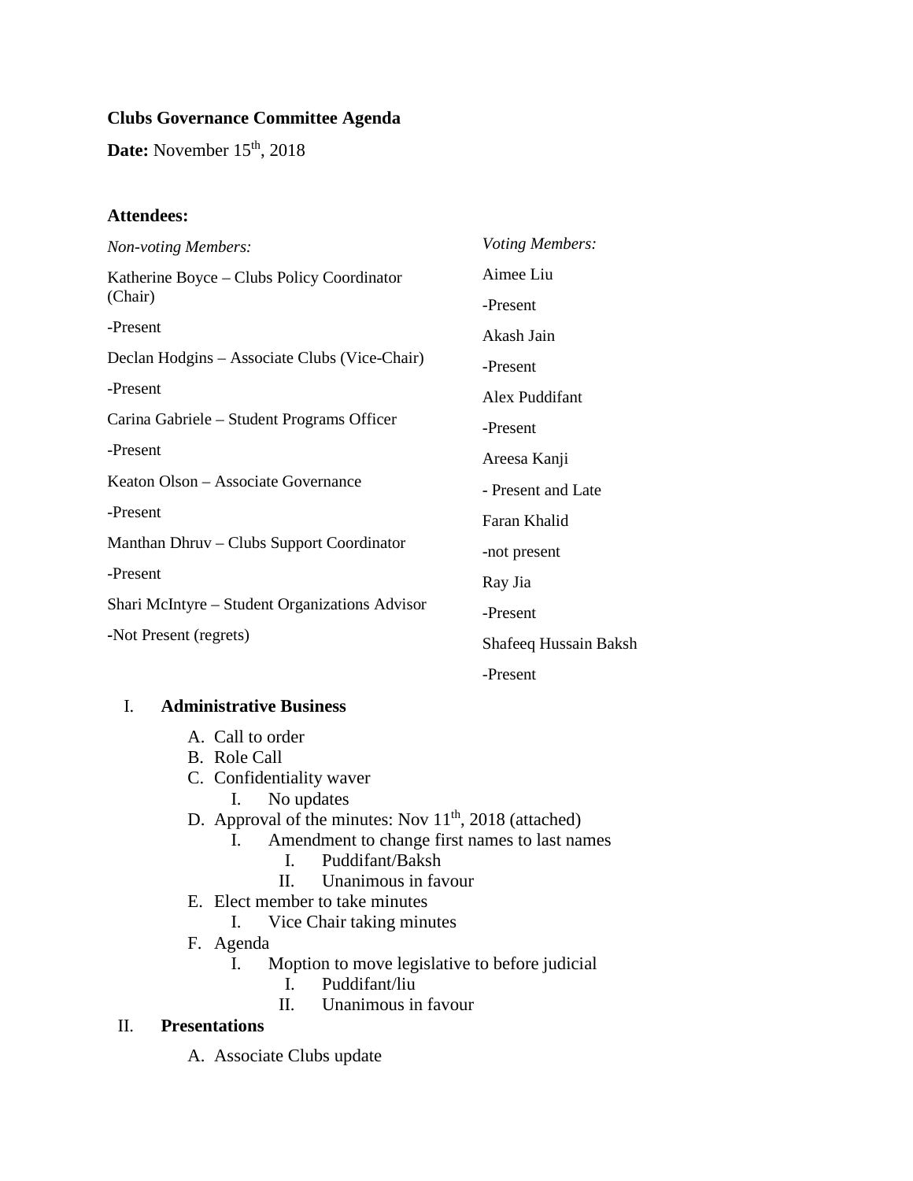**Clubs Governance Committee Agenda**

**Date:** November 15th, 2018

**Attendees:**

*Non-voting Members:*

Katherine Boyce – Clubs Policy Coordinator (Chair)

-Present

Declan Hodgins – Associate Clubs (Vice-Chair)

-Present

Carina Gabriele – Student Programs Officer

-Present

Keaton Olson – Associate Governance

-Present

Manthan Dhruv – Clubs Support Coordinator

-Present

Shari McIntyre – Student Organizations Advisor

-Not Present (regrets)

*Voting Members:*

Aimee Liu

-Present

Akash Jain

-Present

Alex Puddifant

-Present

Areesa Kanji

- Present and Late

Faran Khalid

-not present

Ray Jia

-Present

Shafeeq Hussain Baksh

-Present

I. **Administrative Business**
   A. Call to order
   B. Role Call
   C. Confidentiality waver
      I. No updates
   D. Approval of the minutes: Nov 11th, 2018 (attached)
      I. Amendment to change first names to last names
         I. Puddifant/Baksh
         II. Unanimous in favour
   E. Elect member to take minutes
      I. Vice Chair taking minutes
   F. Agenda
      I. Moption to move legislative to before judicial
         I. Puddifant/liu
         II. Unanimous in favour

II. **Presentations**
   A. Associate Clubs update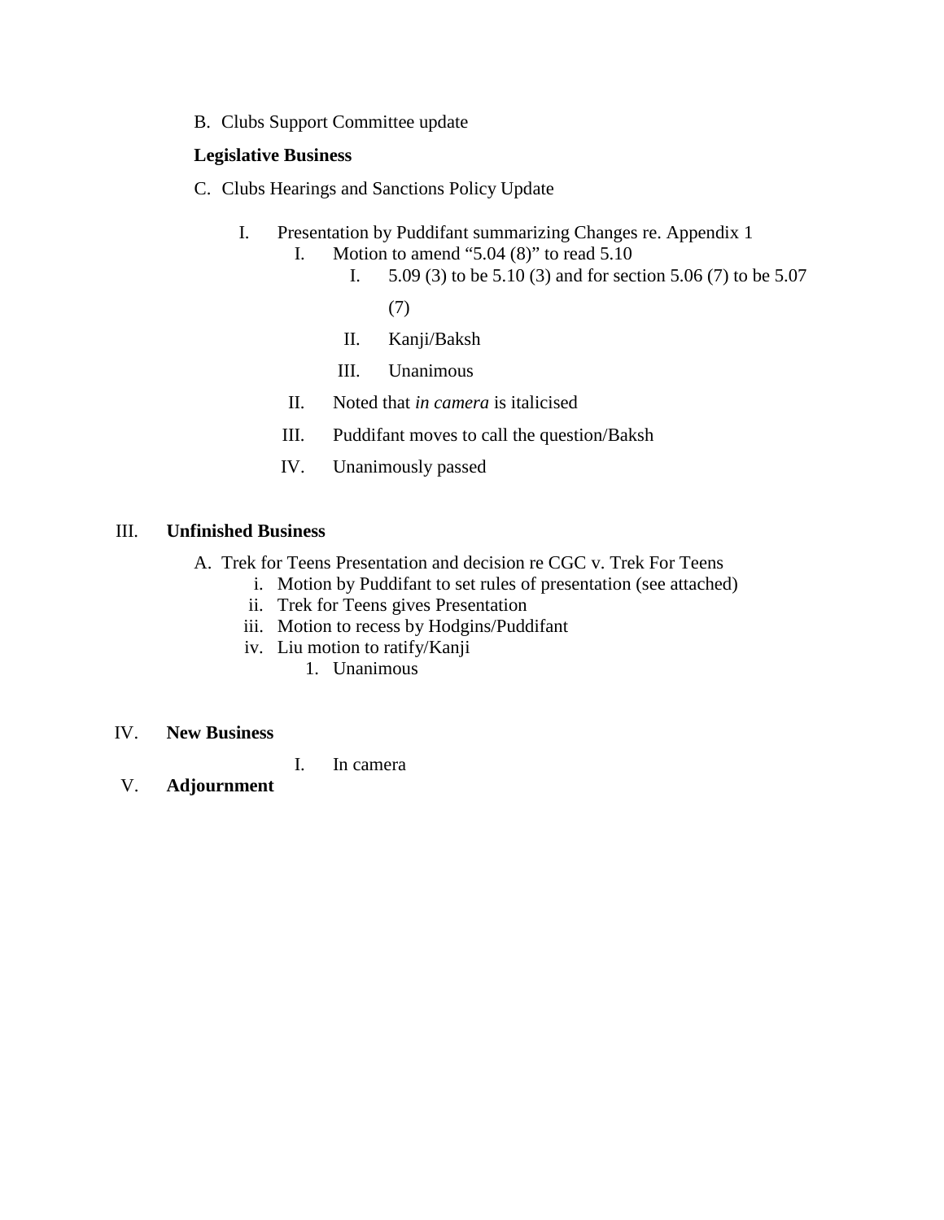B. Clubs Support Committee update

**Legislative Business**

C. Clubs Hearings and Sanctions Policy Update

- I. Presentation by Puddifant summarizing Changes re. Appendix 1
  - I. Motion to amend "5.04 (8)" to read 5.10
    - I. 5.09 (3) to be 5.10 (3) and for section 5.06 (7) to be 5.07 (7)
    - II. Kanji/Baksh
    - III. Unanimous
  - II. Noted that *in camera* is italicised
  - III. Puddifant moves to call the question/Baksh
  - IV. Unanimously passed

## III. **Unfinished Business**

A. Trek for Teens Presentation and decision re CGC v. Trek For Teens

- i. Motion by Puddifant to set rules of presentation (see attached)
- ii. Trek for Teens gives Presentation
- iii. Motion to recess by Hodgins/Puddifant
- iv. Liu motion to ratify/Kanji
  1. Unanimous

## IV. **New Business**

- I. In camera

## V. **Adjournment**